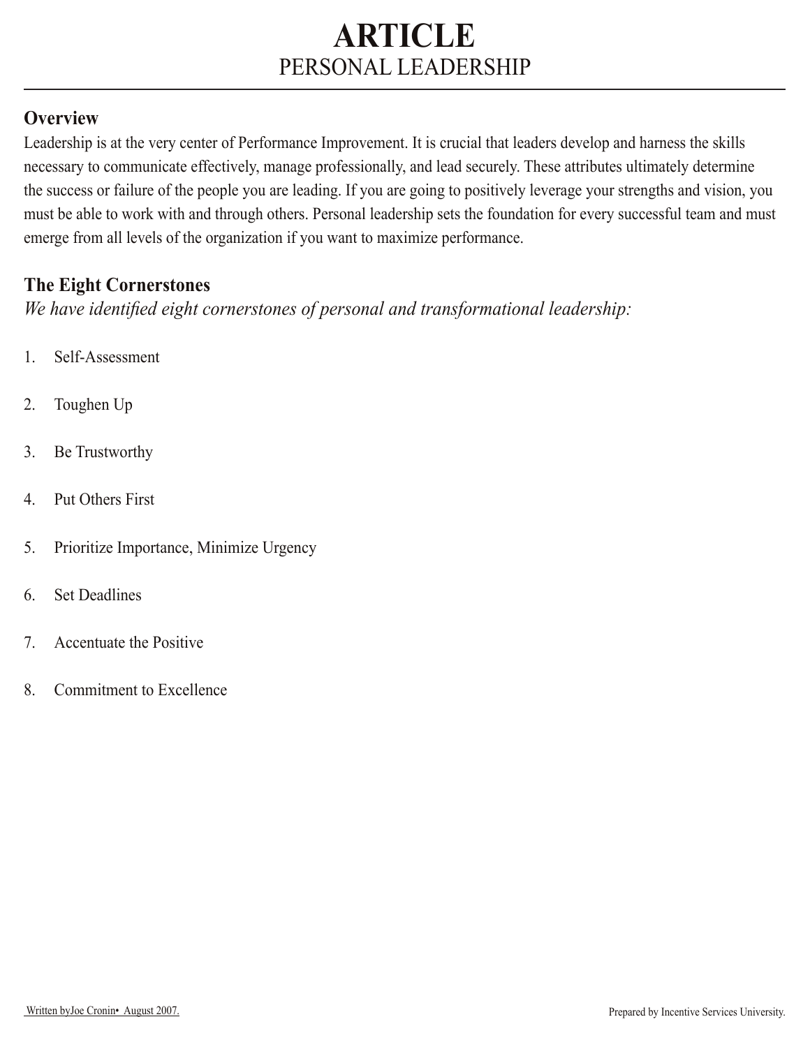# ARTICLE
PERSONAL LEADERSHIP

## Overview

Leadership is at the very center of Performance Improvement. It is crucial that leaders develop and harness the skills necessary to communicate effectively, manage professionally, and lead securely. These attributes ultimately determine the success or failure of the people you are leading. If you are going to positively leverage your strengths and vision, you must be able to work with and through others. Personal leadership sets the foundation for every successful team and must emerge from all levels of the organization if you want to maximize performance.

## The Eight Cornerstones

*We have identified eight cornerstones of personal and transformational leadership:*

1. Self-Assessment
2. Toughen Up
3. Be Trustworthy
4. Put Others First
5. Prioritize Importance, Minimize Urgency
6. Set Deadlines
7. Accentuate the Positive
8. Commitment to Excellence

Written byJoe Cronin• August 2007.

Prepared by Incentive Services University.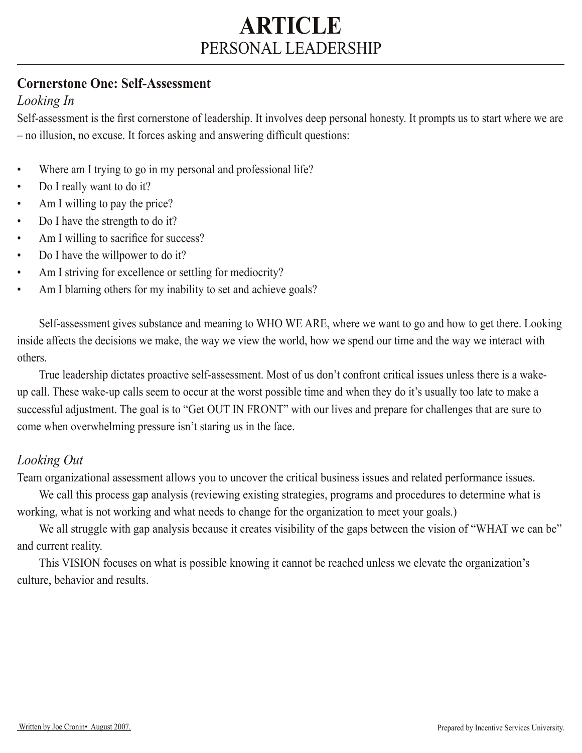## Cornerstone One: Self-Assessment

### *Looking In*

Self-assessment is the first cornerstone of leadership. It involves deep personal honesty. It prompts us to start where we are – no illusion, no excuse. It forces asking and answering difficult questions:

- Where am I trying to go in my personal and professional life?
- Do I really want to do it?
- Am I willing to pay the price?
- Do I have the strength to do it?
- Am I willing to sacrifice for success?
- Do I have the willpower to do it?
- Am I striving for excellence or settling for mediocrity?
- Am I blaming others for my inability to set and achieve goals?

Self-assessment gives substance and meaning to WHO WE ARE, where we want to go and how to get there. Looking inside affects the decisions we make, the way we view the world, how we spend our time and the way we interact with others.

True leadership dictates proactive self-assessment. Most of us don't confront critical issues unless there is a wake-up call. These wake-up calls seem to occur at the worst possible time and when they do it's usually too late to make a successful adjustment. The goal is to "Get OUT IN FRONT" with our lives and prepare for challenges that are sure to come when overwhelming pressure isn't staring us in the face.

### *Looking Out*

Team organizational assessment allows you to uncover the critical business issues and related performance issues.

We call this process gap analysis (reviewing existing strategies, programs and procedures to determine what is working, what is not working and what needs to change for the organization to meet your goals.)

We all struggle with gap analysis because it creates visibility of the gaps between the vision of "WHAT we can be" and current reality.

This VISION focuses on what is possible knowing it cannot be reached unless we elevate the organization's culture, behavior and results.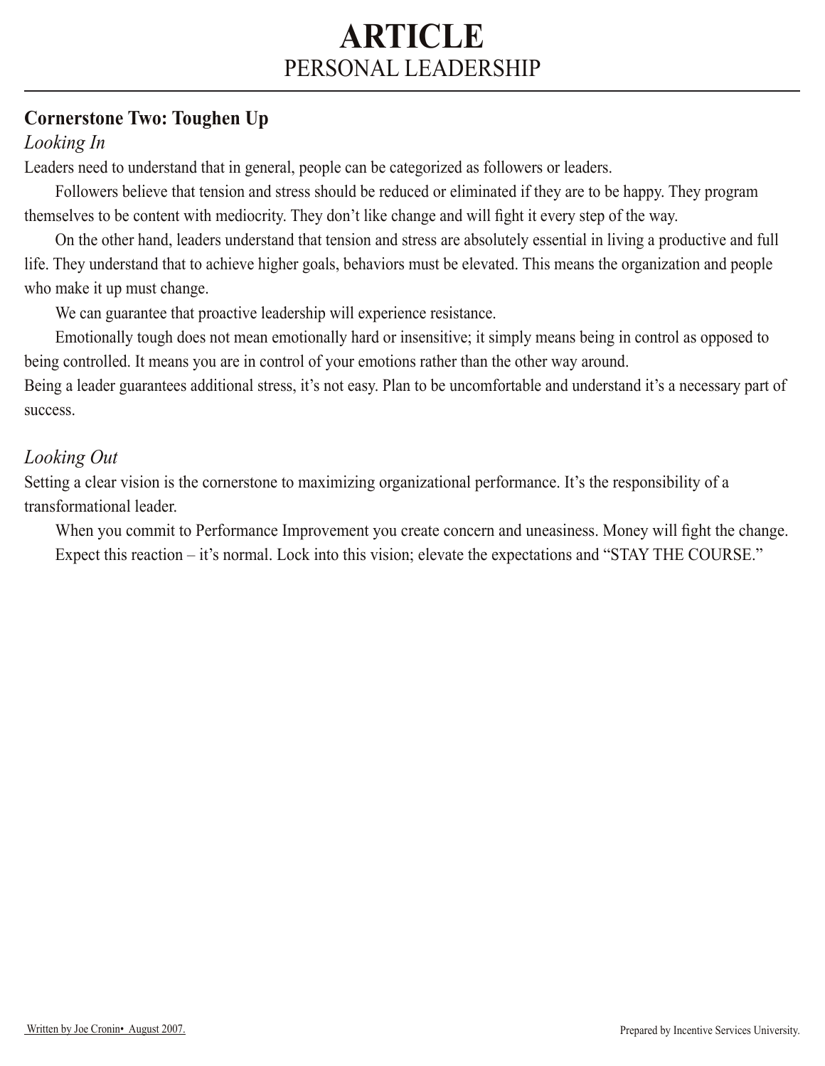# ARTICLE
## PERSONAL LEADERSHIP

### Cornerstone Two: Toughen Up

*Looking In*

Leaders need to understand that in general, people can be categorized as followers or leaders.

Followers believe that tension and stress should be reduced or eliminated if they are to be happy. They program themselves to be content with mediocrity. They don't like change and will fight it every step of the way.

On the other hand, leaders understand that tension and stress are absolutely essential in living a productive and full life. They understand that to achieve higher goals, behaviors must be elevated. This means the organization and people who make it up must change.

We can guarantee that proactive leadership will experience resistance.

Emotionally tough does not mean emotionally hard or insensitive; it simply means being in control as opposed to being controlled. It means you are in control of your emotions rather than the other way around.

Being a leader guarantees additional stress, it's not easy. Plan to be uncomfortable and understand it's a necessary part of success.

*Looking Out*

Setting a clear vision is the cornerstone to maximizing organizational performance. It's the responsibility of a transformational leader.

When you commit to Performance Improvement you create concern and uneasiness. Money will fight the change.

Expect this reaction – it's normal. Lock into this vision; elevate the expectations and "STAY THE COURSE."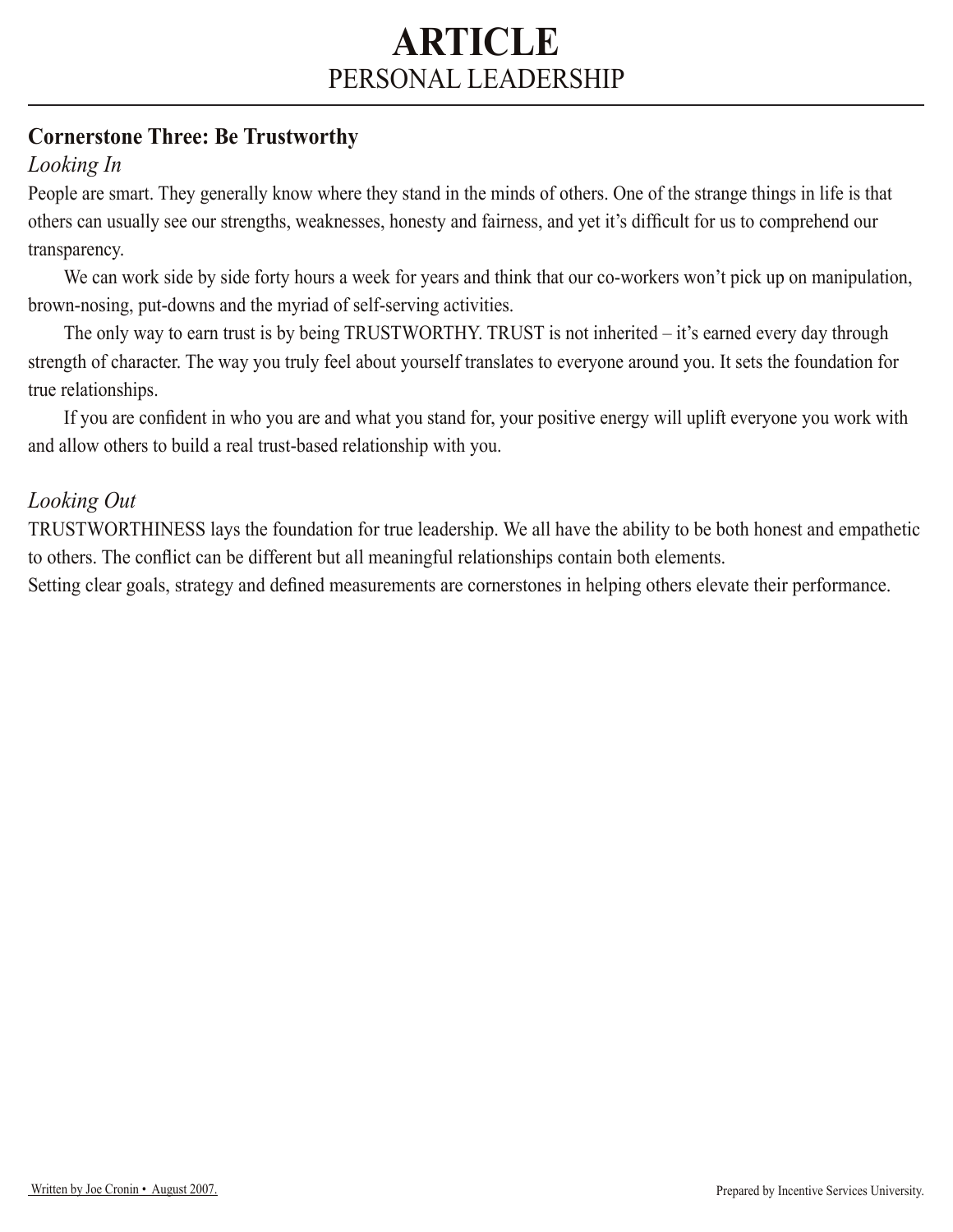# ARTICLE

## PERSONAL LEADERSHIP

### Cornerstone Three: Be Trustworthy

*Looking In*

People are smart. They generally know where they stand in the minds of others. One of the strange things in life is that others can usually see our strengths, weaknesses, honesty and fairness, and yet it's difficult for us to comprehend our transparency.

We can work side by side forty hours a week for years and think that our co-workers won't pick up on manipulation, brown-nosing, put-downs and the myriad of self-serving activities.

The only way to earn trust is by being TRUSTWORTHY. TRUST is not inherited – it's earned every day through strength of character. The way you truly feel about yourself translates to everyone around you. It sets the foundation for true relationships.

If you are confident in who you are and what you stand for, your positive energy will uplift everyone you work with and allow others to build a real trust-based relationship with you.

*Looking Out*

TRUSTWORTHINESS lays the foundation for true leadership. We all have the ability to be both honest and empathetic to others. The conflict can be different but all meaningful relationships contain both elements.
Setting clear goals, strategy and defined measurements are cornerstones in helping others elevate their performance.

Written by Joe Cronin • August 2007.

Prepared by Incentive Services University.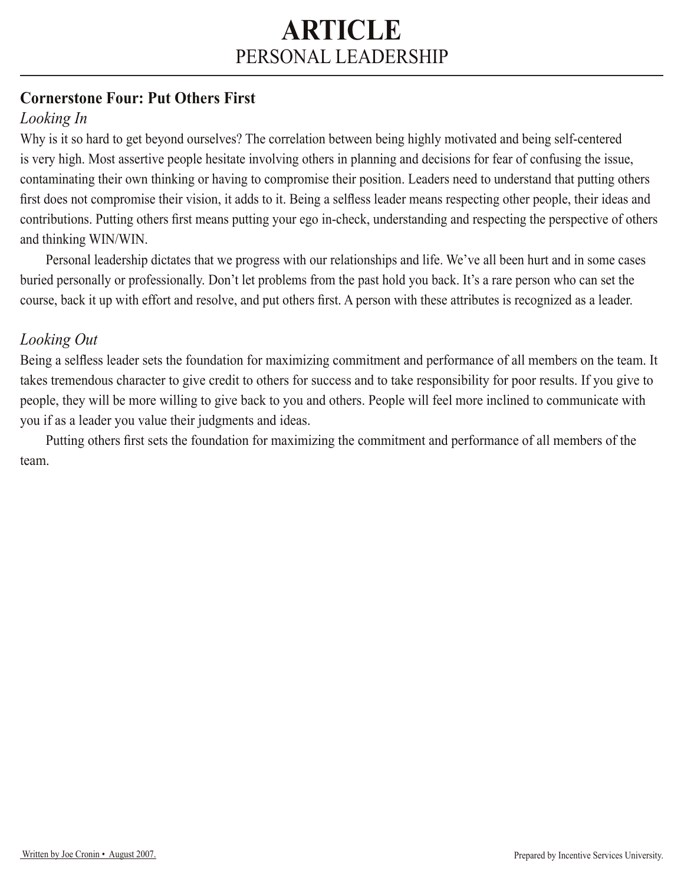# ARTICLE
PERSONAL LEADERSHIP

## Cornerstone Four: Put Others First

### *Looking In*

Why is it so hard to get beyond ourselves? The correlation between being highly motivated and being self-centered is very high. Most assertive people hesitate involving others in planning and decisions for fear of confusing the issue, contaminating their own thinking or having to compromise their position. Leaders need to understand that putting others first does not compromise their vision, it adds to it. Being a selfless leader means respecting other people, their ideas and contributions. Putting others first means putting your ego in-check, understanding and respecting the perspective of others and thinking WIN/WIN.

Personal leadership dictates that we progress with our relationships and life. We've all been hurt and in some cases buried personally or professionally. Don't let problems from the past hold you back. It's a rare person who can set the course, back it up with effort and resolve, and put others first. A person with these attributes is recognized as a leader.

### *Looking Out*

Being a selfless leader sets the foundation for maximizing commitment and performance of all members on the team. It takes tremendous character to give credit to others for success and to take responsibility for poor results. If you give to people, they will be more willing to give back to you and others. People will feel more inclined to communicate with you if as a leader you value their judgments and ideas.

Putting others first sets the foundation for maximizing the commitment and performance of all members of the team.

Written by Joe Cronin • August 2007.

Prepared by Incentive Services University.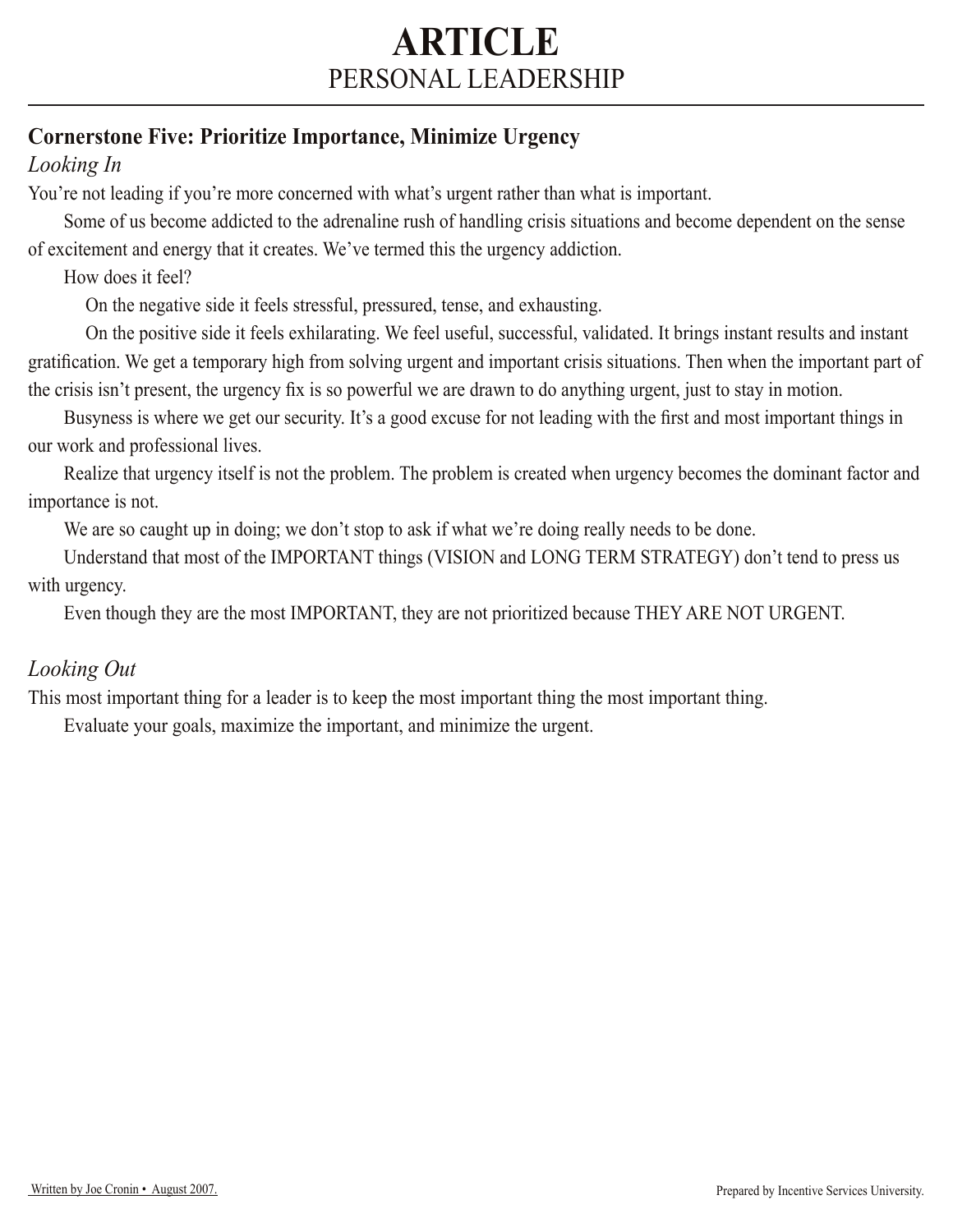# ARTICLE
## PERSONAL LEADERSHIP

### Cornerstone Five: Prioritize Importance, Minimize Urgency

*Looking In*

You're not leading if you're more concerned with what's urgent rather than what is important.

Some of us become addicted to the adrenaline rush of handling crisis situations and become dependent on the sense of excitement and energy that it creates. We've termed this the urgency addiction.

How does it feel?

On the negative side it feels stressful, pressured, tense, and exhausting.

On the positive side it feels exhilarating. We feel useful, successful, validated. It brings instant results and instant gratification. We get a temporary high from solving urgent and important crisis situations. Then when the important part of the crisis isn't present, the urgency fix is so powerful we are drawn to do anything urgent, just to stay in motion.

Busyness is where we get our security. It's a good excuse for not leading with the first and most important things in our work and professional lives.

Realize that urgency itself is not the problem. The problem is created when urgency becomes the dominant factor and importance is not.

We are so caught up in doing; we don't stop to ask if what we're doing really needs to be done.

Understand that most of the IMPORTANT things (VISION and LONG TERM STRATEGY) don't tend to press us with urgency.

Even though they are the most IMPORTANT, they are not prioritized because THEY ARE NOT URGENT.

*Looking Out*

This most important thing for a leader is to keep the most important thing the most important thing.

Evaluate your goals, maximize the important, and minimize the urgent.

Written by Joe Cronin • August 2007.

Prepared by Incentive Services University.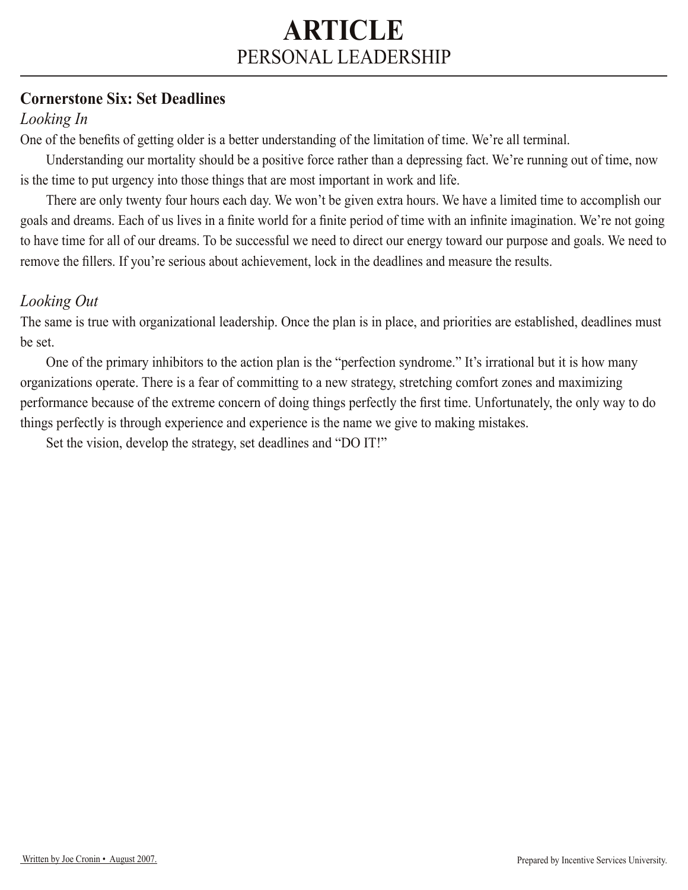# ARTICLE
PERSONAL LEADERSHIP

## Cornerstone Six: Set Deadlines

### *Looking In*

One of the benefits of getting older is a better understanding of the limitation of time. We're all terminal.

Understanding our mortality should be a positive force rather than a depressing fact. We're running out of time, now is the time to put urgency into those things that are most important in work and life.

There are only twenty four hours each day. We won't be given extra hours. We have a limited time to accomplish our goals and dreams. Each of us lives in a finite world for a finite period of time with an infinite imagination. We're not going to have time for all of our dreams. To be successful we need to direct our energy toward our purpose and goals. We need to remove the fillers. If you're serious about achievement, lock in the deadlines and measure the results.

### *Looking Out*

The same is true with organizational leadership. Once the plan is in place, and priorities are established, deadlines must be set.

One of the primary inhibitors to the action plan is the "perfection syndrome." It's irrational but it is how many organizations operate. There is a fear of committing to a new strategy, stretching comfort zones and maximizing performance because of the extreme concern of doing things perfectly the first time. Unfortunately, the only way to do things perfectly is through experience and experience is the name we give to making mistakes.

Set the vision, develop the strategy, set deadlines and "DO IT!"

Written by Joe Cronin • August 2007.

Prepared by Incentive Services University.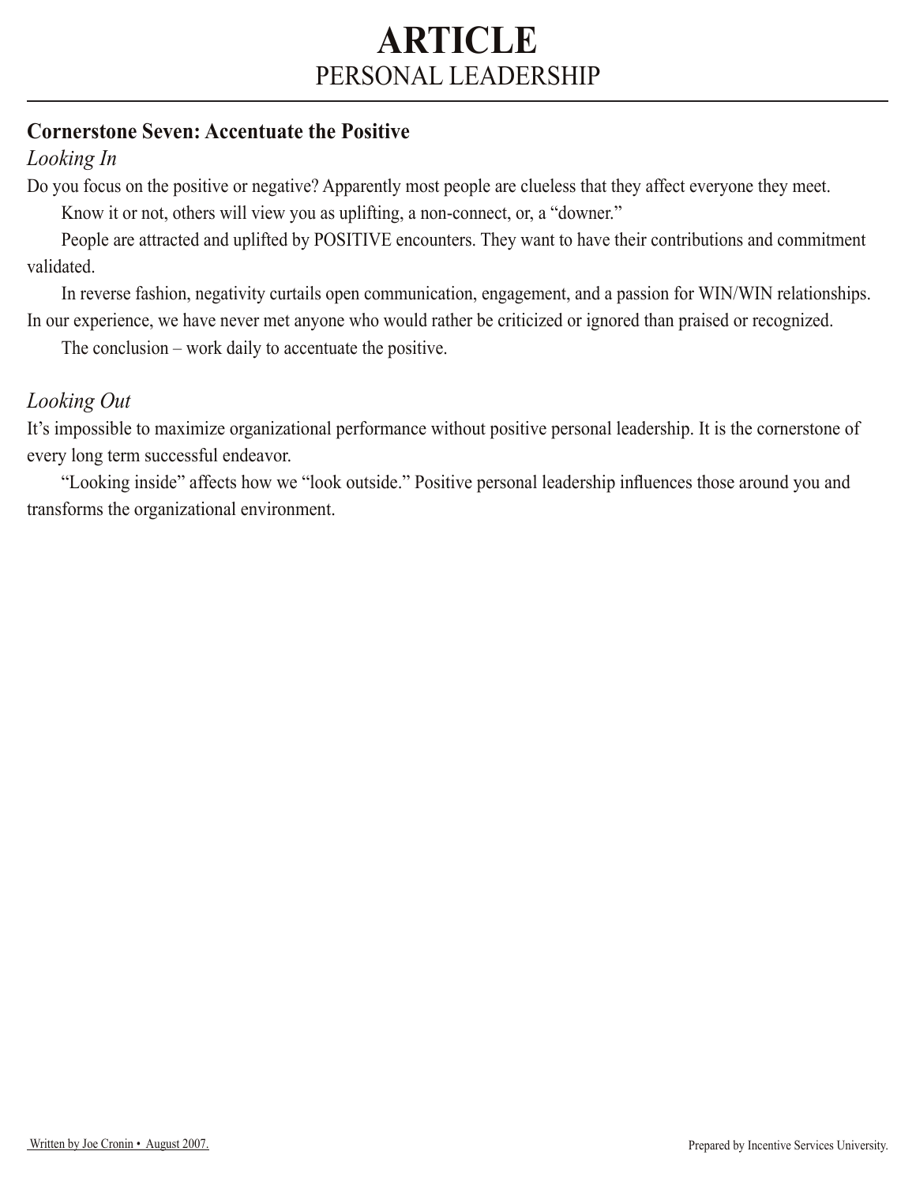# ARTICLE
## PERSONAL LEADERSHIP

### Cornerstone Seven: Accentuate the Positive

*Looking In*

Do you focus on the positive or negative? Apparently most people are clueless that they affect everyone they meet.

Know it or not, others will view you as uplifting, a non-connect, or, a "downer."

People are attracted and uplifted by POSITIVE encounters. They want to have their contributions and commitment validated.

In reverse fashion, negativity curtails open communication, engagement, and a passion for WIN/WIN relationships. In our experience, we have never met anyone who would rather be criticized or ignored than praised or recognized.

The conclusion – work daily to accentuate the positive.

*Looking Out*

It's impossible to maximize organizational performance without positive personal leadership. It is the cornerstone of every long term successful endeavor.

"Looking inside" affects how we "look outside." Positive personal leadership influences those around you and transforms the organizational environment.

Written by Joe Cronin • August 2007.

Prepared by Incentive Services University.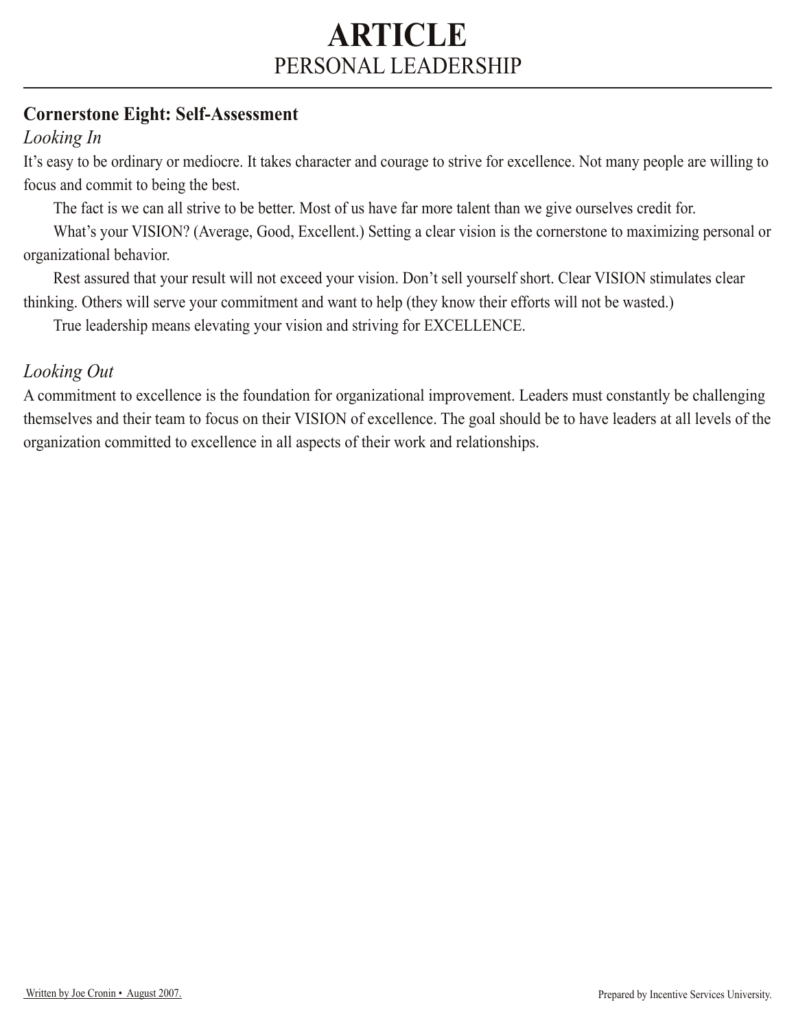# ARTICLE
## PERSONAL LEADERSHIP

### Cornerstone Eight: Self-Assessment

*Looking In*

It's easy to be ordinary or mediocre. It takes character and courage to strive for excellence. Not many people are willing to focus and commit to being the best.

The fact is we can all strive to be better. Most of us have far more talent than we give ourselves credit for.

What's your VISION? (Average, Good, Excellent.) Setting a clear vision is the cornerstone to maximizing personal or organizational behavior.

Rest assured that your result will not exceed your vision. Don't sell yourself short. Clear VISION stimulates clear thinking. Others will serve your commitment and want to help (they know their efforts will not be wasted.)

True leadership means elevating your vision and striving for EXCELLENCE.

*Looking Out*

A commitment to excellence is the foundation for organizational improvement. Leaders must constantly be challenging themselves and their team to focus on their VISION of excellence. The goal should be to have leaders at all levels of the organization committed to excellence in all aspects of their work and relationships.

Written by Joe Cronin • August 2007.

Prepared by Incentive Services University.